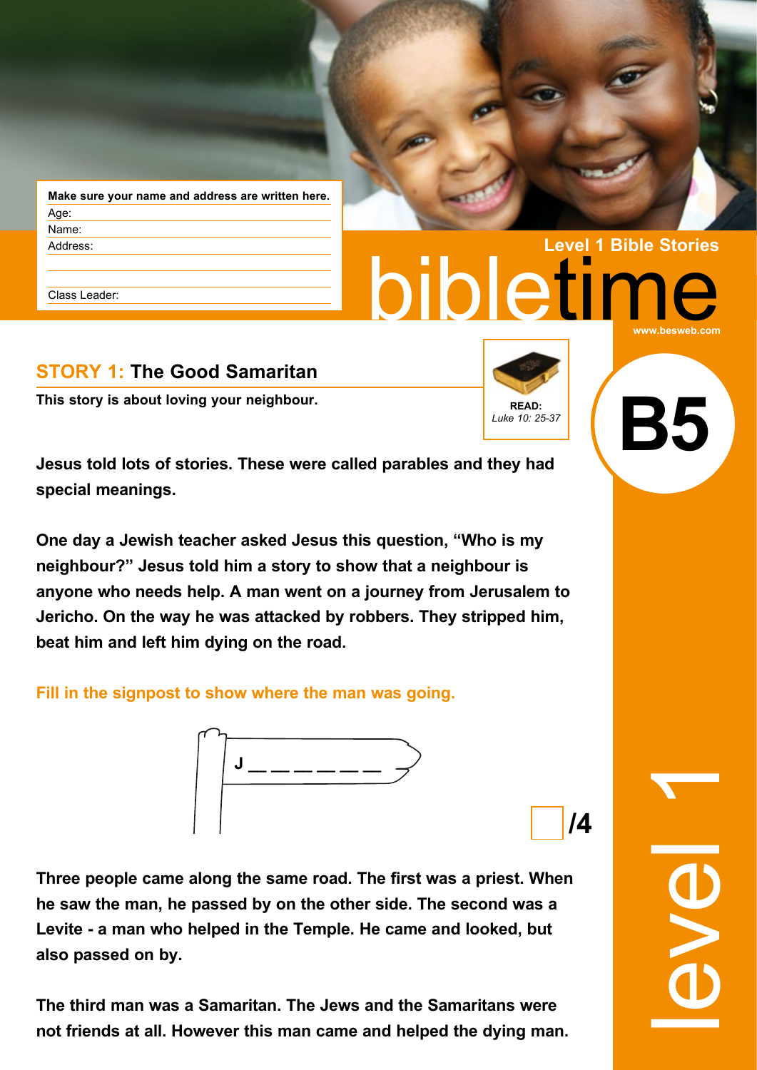**Make sure your name and address are written here.**

Age:

Name:

Address:

Class Leader:

Level 1 Bible Stories

# bibletime

www.besweb.com

**B5**

## STORY 1: The Good Samaritan

**This story is about loving your neighbour.**

**READ:** *Luke 10: 25-37*

**Jesus told lots of stories. These were called parables and they had special meanings.**

**One day a Jewish teacher asked Jesus this question, "Who is my neighbour?" Jesus told him a story to show that a neighbour is anyone who needs help. A man went on a journey from Jerusalem to Jericho. On the way he was attacked by robbers. They stripped him, beat him and left him dying on the road.**

**Fill in the signpost to show where the man was going.**

J _ _ _ _ _ _

/4

**Three people came along the same road. The first was a priest. When he saw the man, he passed by on the other side. The second was a Levite - a man who helped in the Temple. He came and looked, but also passed on by.**

**The third man was a Samaritan. The Jews and the Samaritans were not friends at all. However this man came and helped the dying man.**

level 1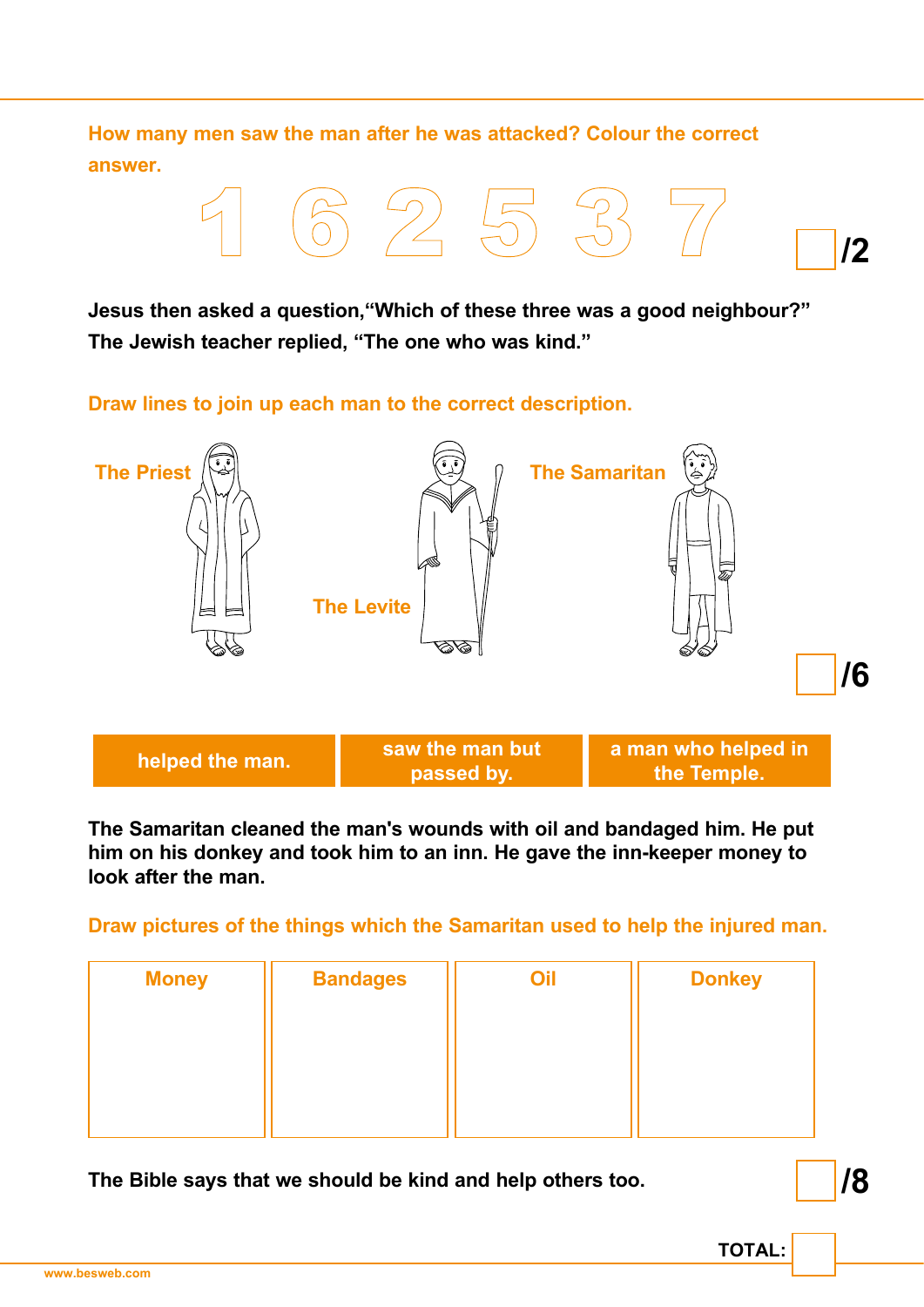**How many men saw the man after he was attacked? Colour the correct answer.**

1 6 2 5 3 7

/2

**Jesus then asked a question,"Which of these three was a good neighbour?" The Jewish teacher replied, "The one who was kind."**

**Draw lines to join up each man to the correct description.**

The Priest

The Levite

The Samaritan

/6

| helped the man. | saw the man but passed by. | a man who helped in the Temple. |
|---|---|---|

**The Samaritan cleaned the man's wounds with oil and bandaged him. He put him on his donkey and took him to an inn. He gave the inn-keeper money to look after the man.**

**Draw pictures of the things which the Samaritan used to help the injured man.**

| Money | Bandages | Oil | Donkey |
|---|---|---|---|
| | | | |

**The Bible says that we should be kind and help others too.**

/8

**TOTAL:**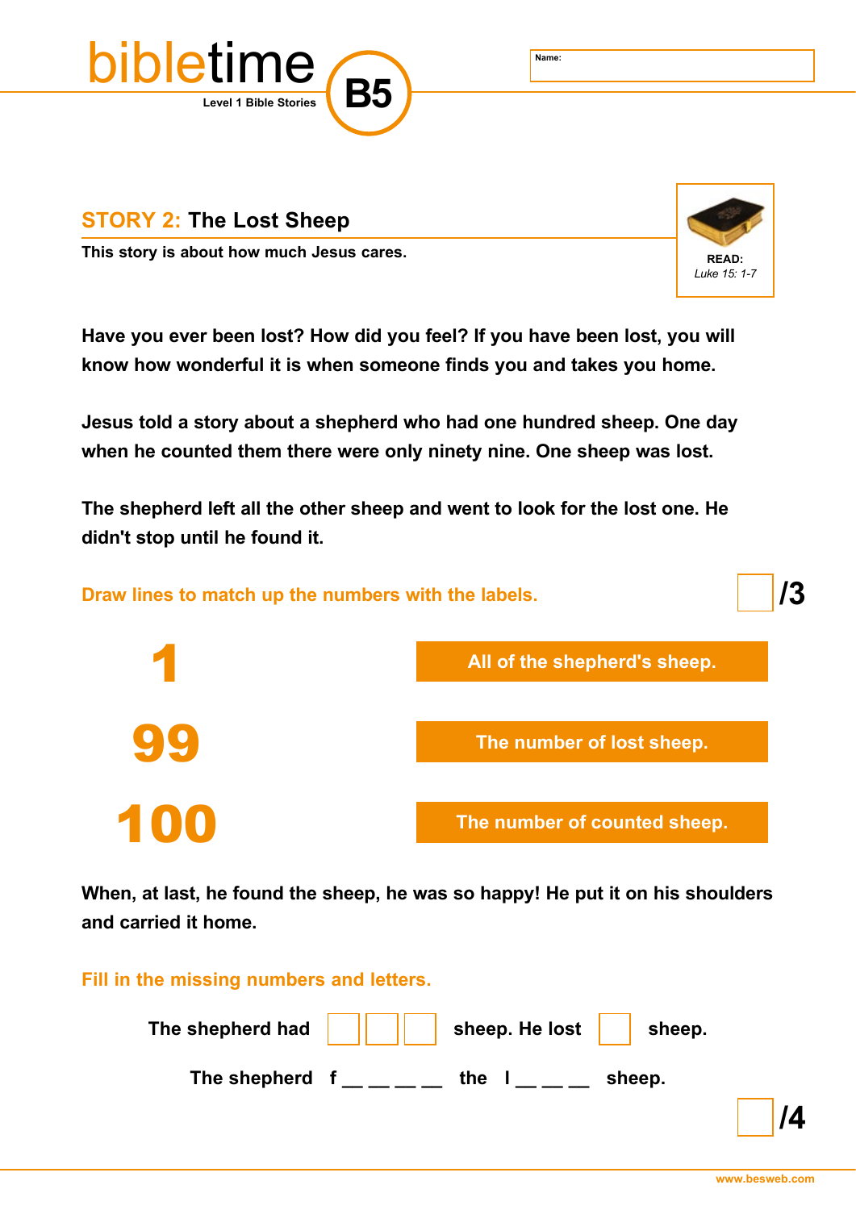# bibletime B5

Level 1 Bible Stories

Name:

## STORY 2: The Lost Sheep

**This story is about how much Jesus cares.**

READ:
*Luke 15: 1-7*

**Have you ever been lost? How did you feel? If you have been lost, you will know how wonderful it is when someone finds you and takes you home.**

**Jesus told a story about a shepherd who had one hundred sheep. One day when he counted them there were only ninety nine. One sheep was lost.**

**The shepherd left all the other sheep and went to look for the lost one. He didn't stop until he found it.**

**Draw lines to match up the numbers with the labels.** /3

| | |
|---|---|
| **1** | All of the shepherd's sheep. |
| **99** | The number of lost sheep. |
| **100** | The number of counted sheep. |

**When, at last, he found the sheep, he was so happy! He put it on his shoulders and carried it home.**

**Fill in the missing numbers and letters.**

The shepherd had ☐☐☐ sheep. He lost ☐ sheep.

The shepherd f __ __ __ __ the l __ __ __ sheep.

/4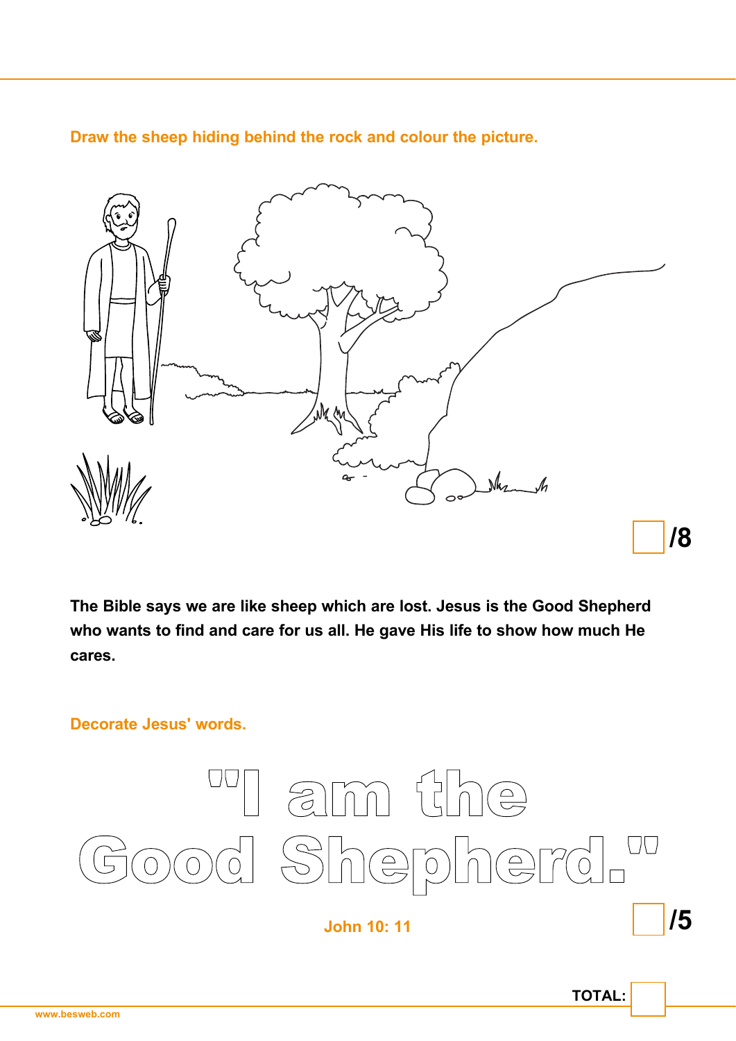**Draw the sheep hiding behind the rock and colour the picture.**

/8

**The Bible says we are like sheep which are lost. Jesus is the Good Shepherd who wants to find and care for us all. He gave His life to show how much He cares.**

**Decorate Jesus' words.**

"I am the Good Shepherd."

John 10: 11

/5

TOTAL: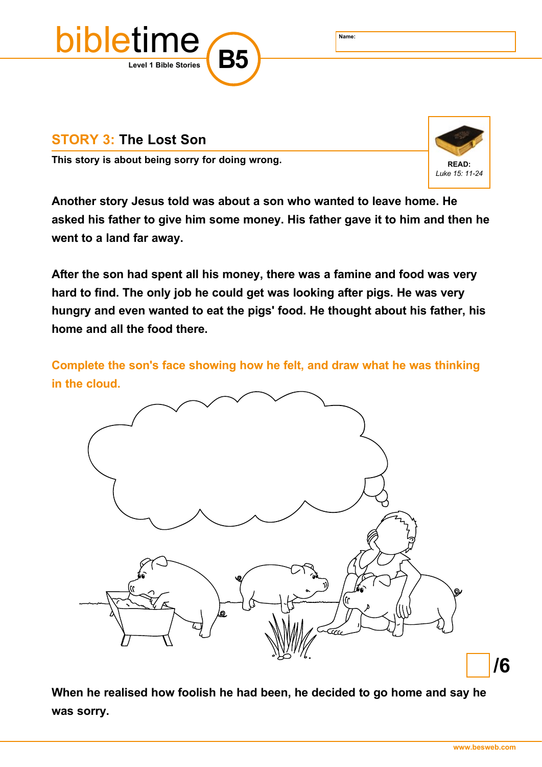Name:

## STORY 3: The Lost Son

**This story is about being sorry for doing wrong.**

**READ:**
*Luke 15: 11-24*

**Another story Jesus told was about a son who wanted to leave home. He asked his father to give him some money. His father gave it to him and then he went to a land far away.**

**After the son had spent all his money, there was a famine and food was very hard to find. The only job he could get was looking after pigs. He was very hungry and even wanted to eat the pigs' food. He thought about his father, his home and all the food there.**

**Complete the son's face showing how he felt, and draw what he was thinking in the cloud.**

/6

**When he realised how foolish he had been, he decided to go home and say he was sorry.**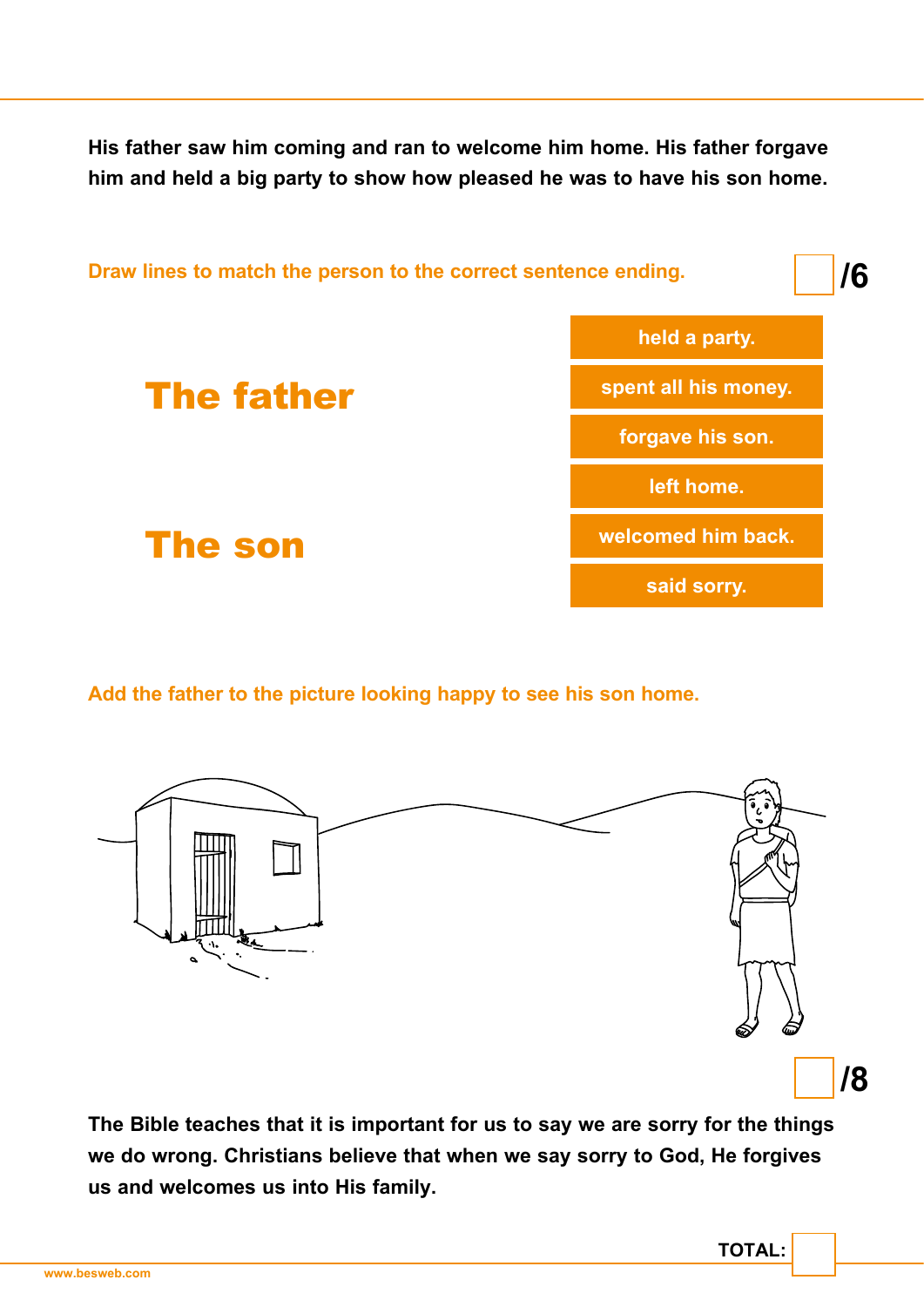**His father saw him coming and ran to welcome him home. His father forgave him and held a big party to show how pleased he was to have his son home.**

**Draw lines to match the person to the correct sentence ending.** /6

**The father**

**The son**

- held a party.
- spent all his money.
- forgave his son.
- left home.
- welcomed him back.
- said sorry.

**Add the father to the picture looking happy to see his son home.**

/8

**The Bible teaches that it is important for us to say we are sorry for the things we do wrong. Christians believe that when we say sorry to God, He forgives us and welcomes us into His family.**

**TOTAL:**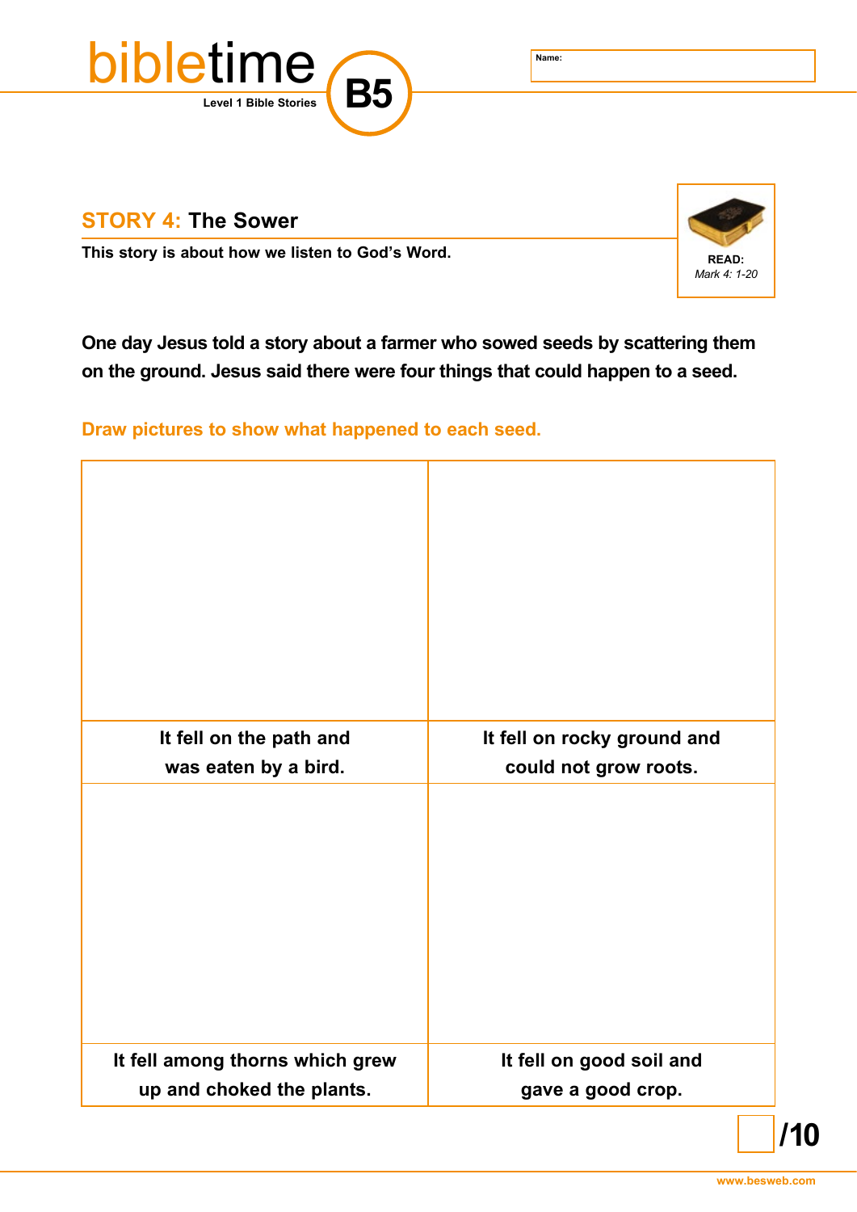# bibletime

Level 1 Bible Stories

**B5**

Name:

## STORY 4: The Sower

**This story is about how we listen to God's Word.**

**READ:** *Mark 4: 1-20*

**One day Jesus told a story about a farmer who sowed seeds by scattering them on the ground. Jesus said there were four things that could happen to a seed.**

**Draw pictures to show what happened to each seed.**

| | |
|---|---|
| | |
| **It fell on the path and was eaten by a bird.** | **It fell on rocky ground and could not grow roots.** |
| | |
| **It fell among thorns which grew up and choked the plants.** | **It fell on good soil and gave a good crop.** |

**/10**

www.besweb.com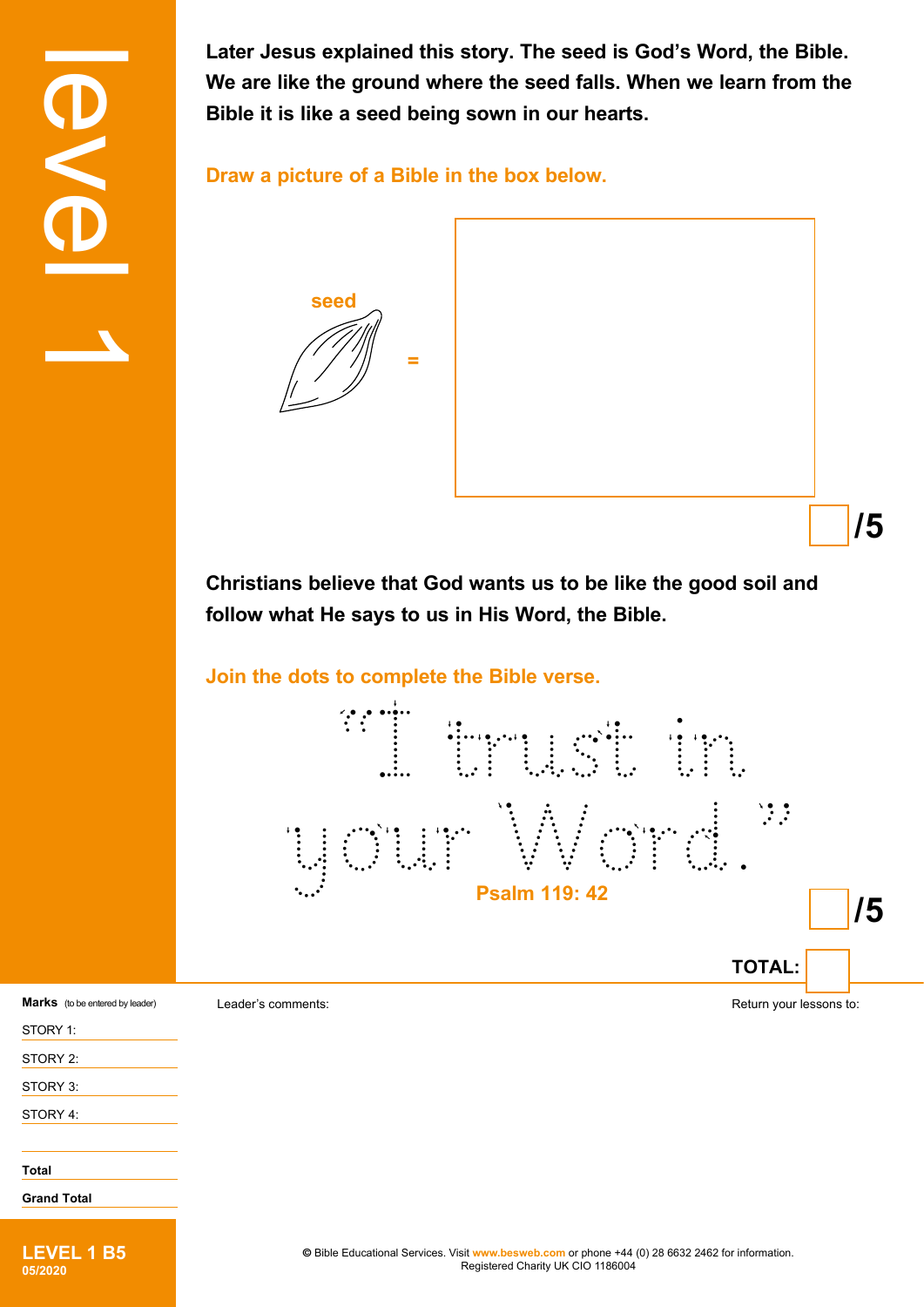Later Jesus explained this story. The seed is God's Word, the Bible. We are like the ground where the seed falls. When we learn from the Bible it is like a seed being sown in our hearts.

**Draw a picture of a Bible in the box below.**

seed =

/5

Christians believe that God wants us to be like the good soil and follow what He says to us in His Word, the Bible.

**Join the dots to complete the Bible verse.**

"I trust in your Word."

Psalm 119: 42

/5

**TOTAL:**

**Marks** (to be entered by leader)

STORY 1:

STORY 2:

STORY 3:

STORY 4:

**Total**

**Grand Total**

Leader's comments:

Return your lessons to:

**LEVEL 1 B5**
05/2020

© Bible Educational Services. Visit www.besweb.com or phone +44 (0) 28 6632 2462 for information.
Registered Charity UK CIO 1186004